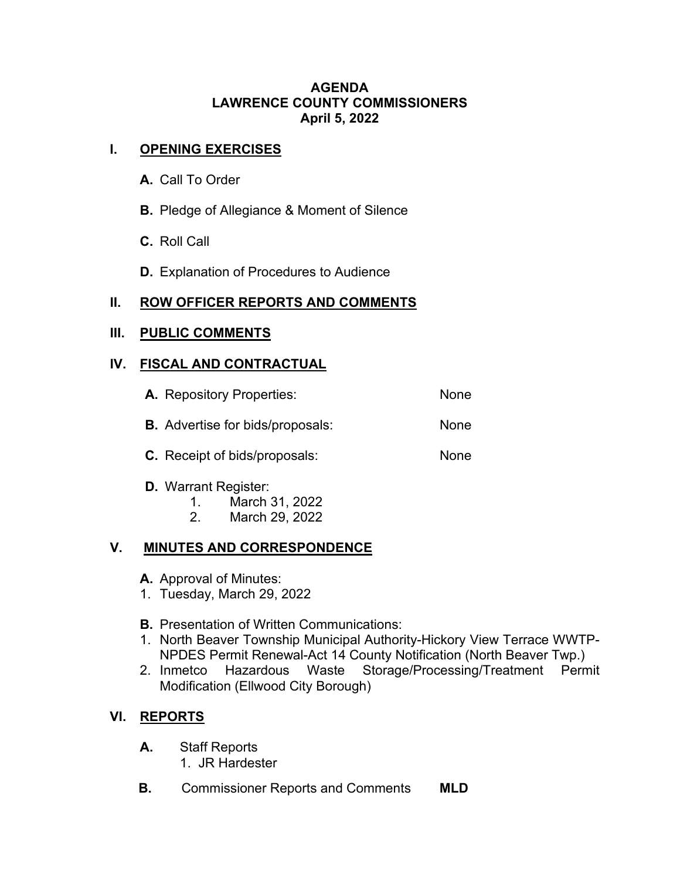# AGENDA
# LAWRENCE COUNTY COMMISSIONERS
# April 5, 2022

## I. OPENING EXERCISES

**A.** Call To Order

**B.** Pledge of Allegiance & Moment of Silence

**C.** Roll Call

**D.** Explanation of Procedures to Audience

## II. ROW OFFICER REPORTS AND COMMENTS

## III. PUBLIC COMMENTS

## IV. FISCAL AND CONTRACTUAL

**A.** Repository Properties: None

**B.** Advertise for bids/proposals: None

**C.** Receipt of bids/proposals: None

**D.** Warrant Register:

1. March 31, 2022
2. March 29, 2022

## V. MINUTES AND CORRESPONDENCE

**A.** Approval of Minutes:

1. Tuesday, March 29, 2022

**B.** Presentation of Written Communications:

1. North Beaver Township Municipal Authority-Hickory View Terrace WWTP-NPDES Permit Renewal-Act 14 County Notification (North Beaver Twp.)
2. Inmetco Hazardous Waste Storage/Processing/Treatment Permit Modification (Ellwood City Borough)

## VI. REPORTS

**A.** Staff Reports

1. JR Hardester

**B.** Commissioner Reports and Comments **MLD**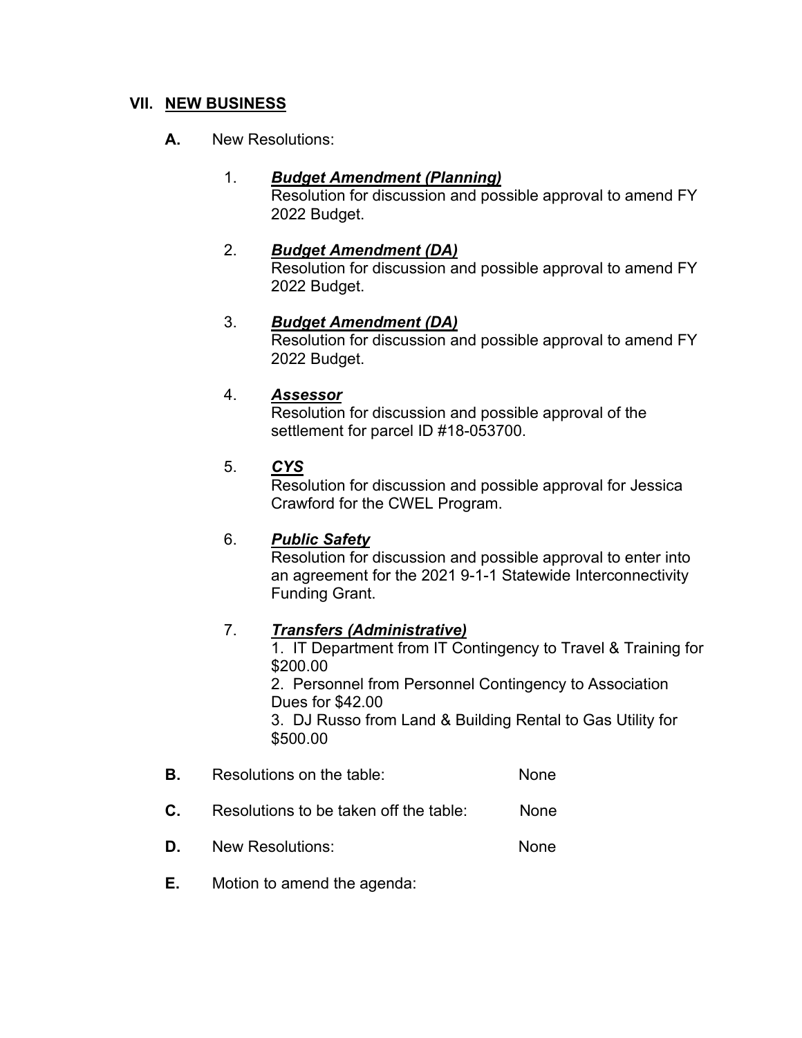## VII. NEW BUSINESS

**A.** New Resolutions:

1. ***Budget Amendment (Planning)***
   Resolution for discussion and possible approval to amend FY 2022 Budget.

2. ***Budget Amendment (DA)***
   Resolution for discussion and possible approval to amend FY 2022 Budget.

3. ***Budget Amendment (DA)***
   Resolution for discussion and possible approval to amend FY 2022 Budget.

4. ***Assessor***
   Resolution for discussion and possible approval of the settlement for parcel ID #18-053700.

5. ***CYS***
   Resolution for discussion and possible approval for Jessica Crawford for the CWEL Program.

6. ***Public Safety***
   Resolution for discussion and possible approval to enter into an agreement for the 2021 9-1-1 Statewide Interconnectivity Funding Grant.

7. ***Transfers (Administrative)***
   1. IT Department from IT Contingency to Travel & Training for $200.00
   2. Personnel from Personnel Contingency to Association Dues for $42.00
   3. DJ Russo from Land & Building Rental to Gas Utility for $500.00

**B.** Resolutions on the table: None

**C.** Resolutions to be taken off the table: None

**D.** New Resolutions: None

**E.** Motion to amend the agenda: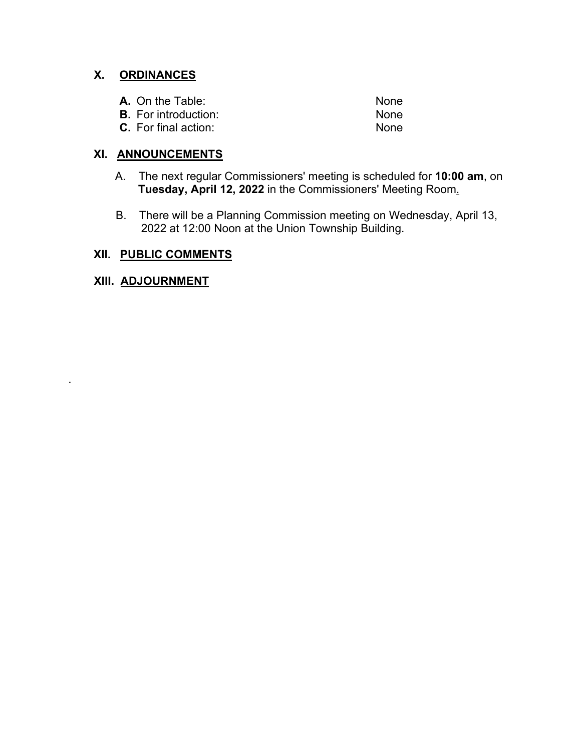## X. ORDINANCES

**A.** On the Table: None
**B.** For introduction: None
**C.** For final action: None

## XI. ANNOUNCEMENTS

A. The next regular Commissioners' meeting is scheduled for **10:00 am**, on **Tuesday, April 12, 2022** in the Commissioners' Meeting Room.

B. There will be a Planning Commission meeting on Wednesday, April 13, 2022 at 12:00 Noon at the Union Township Building.

## XII. PUBLIC COMMENTS

## XIII. ADJOURNMENT